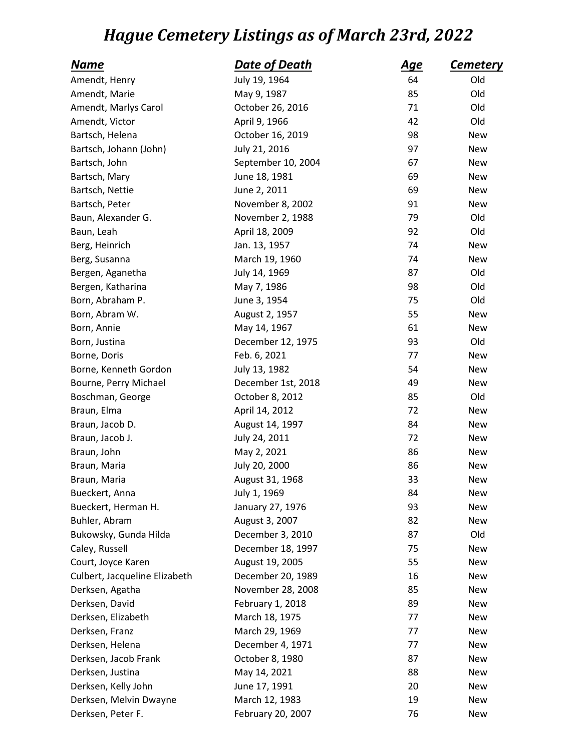# *Hague Cemetery Listings as of March 23rd, 2022*

| Name | Date of Death | Age | Cemetery |
|---|---|---|---|
| Amendt, Henry | July 19, 1964 | 64 | Old |
| Amendt, Marie | May 9, 1987 | 85 | Old |
| Amendt, Marlys Carol | October 26, 2016 | 71 | Old |
| Amendt, Victor | April 9, 1966 | 42 | Old |
| Bartsch, Helena | October 16, 2019 | 98 | New |
| Bartsch, Johann (John) | July 21, 2016 | 97 | New |
| Bartsch, John | September 10, 2004 | 67 | New |
| Bartsch, Mary | June 18, 1981 | 69 | New |
| Bartsch, Nettie | June 2, 2011 | 69 | New |
| Bartsch, Peter | November 8, 2002 | 91 | New |
| Baun, Alexander G. | November 2, 1988 | 79 | Old |
| Baun, Leah | April 18, 2009 | 92 | Old |
| Berg, Heinrich | Jan. 13, 1957 | 74 | New |
| Berg, Susanna | March 19, 1960 | 74 | New |
| Bergen, Aganetha | July 14, 1969 | 87 | Old |
| Bergen, Katharina | May 7, 1986 | 98 | Old |
| Born, Abraham P. | June 3, 1954 | 75 | Old |
| Born, Abram W. | August 2, 1957 | 55 | New |
| Born, Annie | May 14, 1967 | 61 | New |
| Born, Justina | December 12, 1975 | 93 | Old |
| Borne, Doris | Feb. 6, 2021 | 77 | New |
| Borne, Kenneth Gordon | July 13, 1982 | 54 | New |
| Bourne, Perry Michael | December 1st, 2018 | 49 | New |
| Boschman, George | October 8, 2012 | 85 | Old |
| Braun, Elma | April 14, 2012 | 72 | New |
| Braun, Jacob D. | August 14, 1997 | 84 | New |
| Braun, Jacob J. | July 24, 2011 | 72 | New |
| Braun, John | May 2, 2021 | 86 | New |
| Braun, Maria | July 20, 2000 | 86 | New |
| Braun, Maria | August 31, 1968 | 33 | New |
| Bueckert, Anna | July 1, 1969 | 84 | New |
| Bueckert, Herman H. | January 27, 1976 | 93 | New |
| Buhler, Abram | August 3, 2007 | 82 | New |
| Bukowsky, Gunda Hilda | December 3, 2010 | 87 | Old |
| Caley, Russell | December 18, 1997 | 75 | New |
| Court, Joyce Karen | August 19, 2005 | 55 | New |
| Culbert, Jacqueline Elizabeth | December 20, 1989 | 16 | New |
| Derksen, Agatha | November 28, 2008 | 85 | New |
| Derksen, David | February 1, 2018 | 89 | New |
| Derksen, Elizabeth | March 18, 1975 | 77 | New |
| Derksen, Franz | March 29, 1969 | 77 | New |
| Derksen, Helena | December 4, 1971 | 77 | New |
| Derksen, Jacob Frank | October 8, 1980 | 87 | New |
| Derksen, Justina | May 14, 2021 | 88 | New |
| Derksen, Kelly John | June 17, 1991 | 20 | New |
| Derksen, Melvin Dwayne | March 12, 1983 | 19 | New |
| Derksen, Peter F. | February 20, 2007 | 76 | New |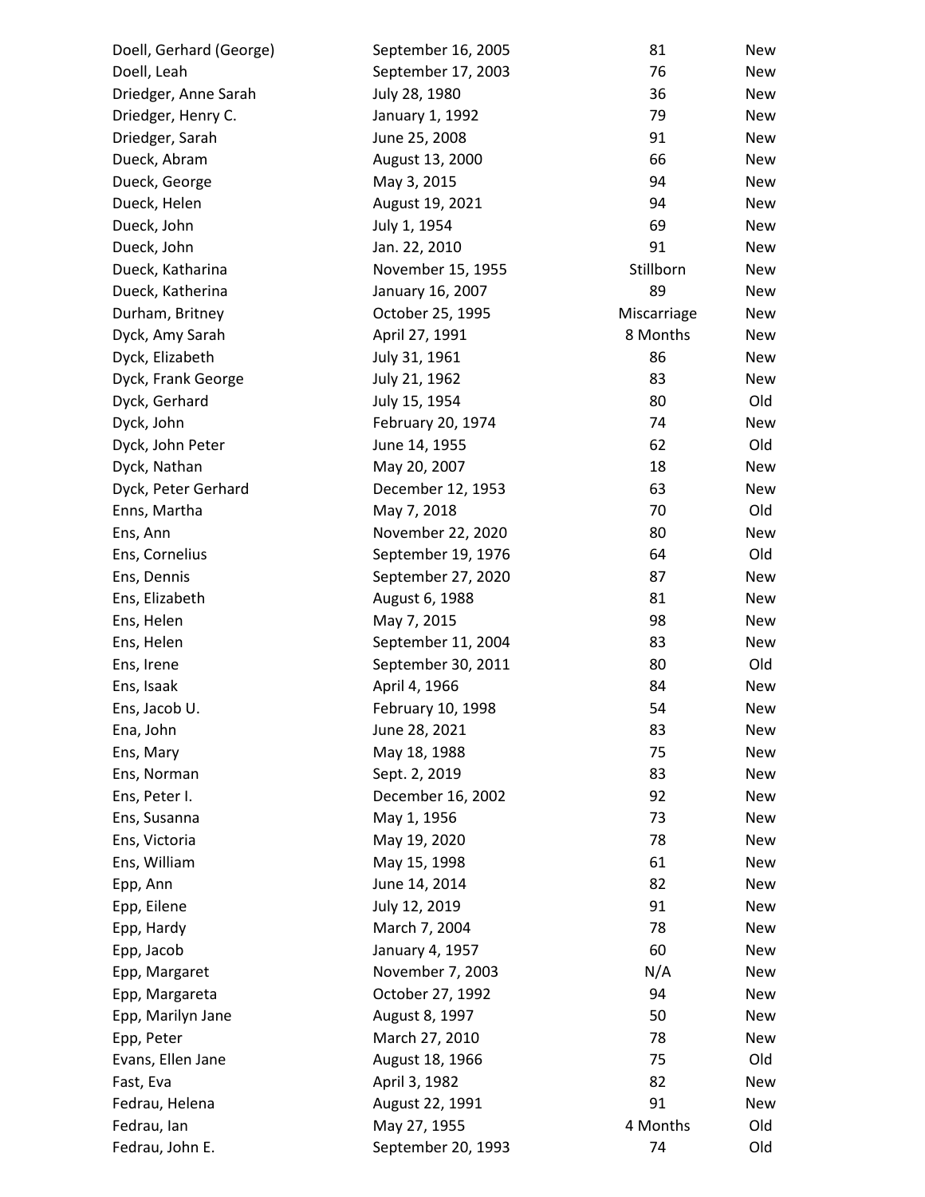| | | | |
|---|---|---|---|
| Doell, Gerhard (George) | September 16, 2005 | 81 | New |
| Doell, Leah | September 17, 2003 | 76 | New |
| Driedger, Anne Sarah | July 28, 1980 | 36 | New |
| Driedger, Henry C. | January 1, 1992 | 79 | New |
| Driedger, Sarah | June 25, 2008 | 91 | New |
| Dueck, Abram | August 13, 2000 | 66 | New |
| Dueck, George | May 3, 2015 | 94 | New |
| Dueck, Helen | August 19, 2021 | 94 | New |
| Dueck, John | July 1, 1954 | 69 | New |
| Dueck, John | Jan. 22, 2010 | 91 | New |
| Dueck, Katharina | November 15, 1955 | Stillborn | New |
| Dueck, Katherina | January 16, 2007 | 89 | New |
| Durham, Britney | October 25, 1995 | Miscarriage | New |
| Dyck, Amy Sarah | April 27, 1991 | 8 Months | New |
| Dyck, Elizabeth | July 31, 1961 | 86 | New |
| Dyck, Frank George | July 21, 1962 | 83 | New |
| Dyck, Gerhard | July 15, 1954 | 80 | Old |
| Dyck, John | February 20, 1974 | 74 | New |
| Dyck, John Peter | June 14, 1955 | 62 | Old |
| Dyck, Nathan | May 20, 2007 | 18 | New |
| Dyck, Peter Gerhard | December 12, 1953 | 63 | New |
| Enns, Martha | May 7, 2018 | 70 | Old |
| Ens, Ann | November 22, 2020 | 80 | New |
| Ens, Cornelius | September 19, 1976 | 64 | Old |
| Ens, Dennis | September 27, 2020 | 87 | New |
| Ens, Elizabeth | August 6, 1988 | 81 | New |
| Ens, Helen | May 7, 2015 | 98 | New |
| Ens, Helen | September 11, 2004 | 83 | New |
| Ens, Irene | September 30, 2011 | 80 | Old |
| Ens, Isaak | April 4, 1966 | 84 | New |
| Ens, Jacob U. | February 10, 1998 | 54 | New |
| Ena, John | June 28, 2021 | 83 | New |
| Ens, Mary | May 18, 1988 | 75 | New |
| Ens, Norman | Sept. 2, 2019 | 83 | New |
| Ens, Peter I. | December 16, 2002 | 92 | New |
| Ens, Susanna | May 1, 1956 | 73 | New |
| Ens, Victoria | May 19, 2020 | 78 | New |
| Ens, William | May 15, 1998 | 61 | New |
| Epp, Ann | June 14, 2014 | 82 | New |
| Epp, Eilene | July 12, 2019 | 91 | New |
| Epp, Hardy | March 7, 2004 | 78 | New |
| Epp, Jacob | January 4, 1957 | 60 | New |
| Epp, Margaret | November 7, 2003 | N/A | New |
| Epp, Margareta | October 27, 1992 | 94 | New |
| Epp, Marilyn Jane | August 8, 1997 | 50 | New |
| Epp, Peter | March 27, 2010 | 78 | New |
| Evans, Ellen Jane | August 18, 1966 | 75 | Old |
| Fast, Eva | April 3, 1982 | 82 | New |
| Fedrau, Helena | August 22, 1991 | 91 | New |
| Fedrau, Ian | May 27, 1955 | 4 Months | Old |
| Fedrau, John E. | September 20, 1993 | 74 | Old |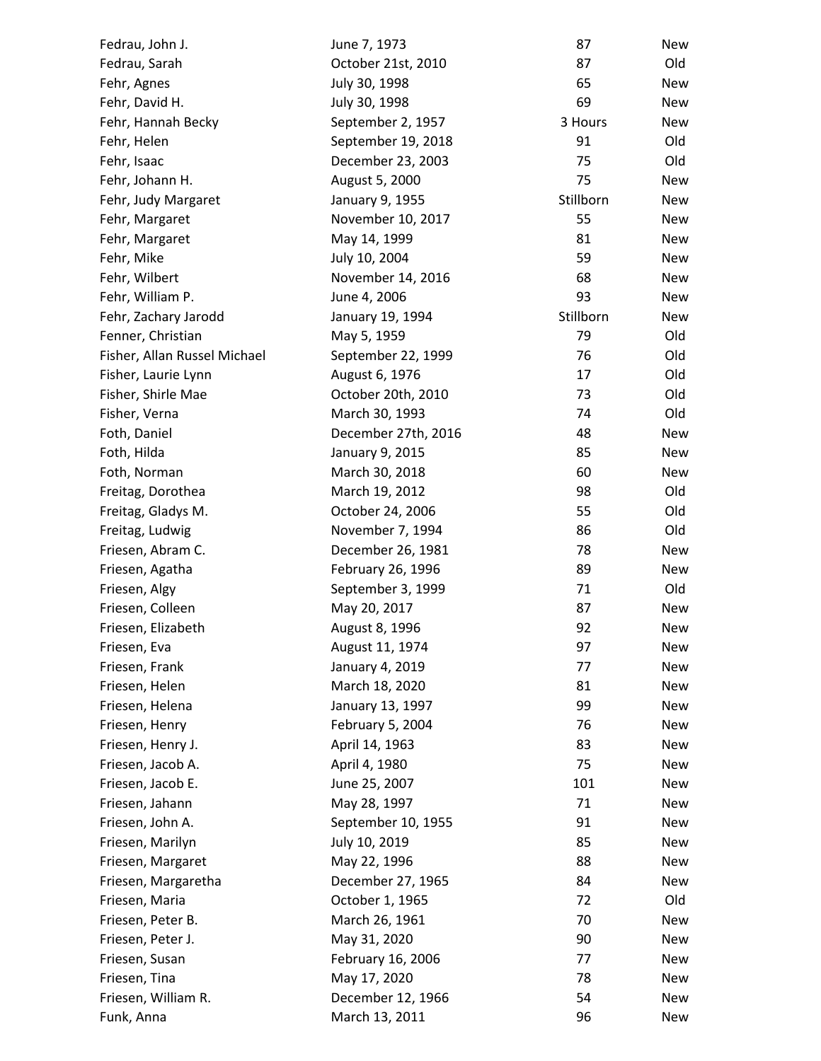| | | | |
|---|---|---|---|
| Fedrau, John J. | June 7, 1973 | 87 | New |
| Fedrau, Sarah | October 21st, 2010 | 87 | Old |
| Fehr, Agnes | July 30, 1998 | 65 | New |
| Fehr, David H. | July 30, 1998 | 69 | New |
| Fehr, Hannah Becky | September 2, 1957 | 3 Hours | New |
| Fehr, Helen | September 19, 2018 | 91 | Old |
| Fehr, Isaac | December 23, 2003 | 75 | Old |
| Fehr, Johann H. | August 5, 2000 | 75 | New |
| Fehr, Judy Margaret | January 9, 1955 | Stillborn | New |
| Fehr, Margaret | November 10, 2017 | 55 | New |
| Fehr, Margaret | May 14, 1999 | 81 | New |
| Fehr, Mike | July 10, 2004 | 59 | New |
| Fehr, Wilbert | November 14, 2016 | 68 | New |
| Fehr, William P. | June 4, 2006 | 93 | New |
| Fehr, Zachary Jarodd | January 19, 1994 | Stillborn | New |
| Fenner, Christian | May 5, 1959 | 79 | Old |
| Fisher, Allan Russel Michael | September 22, 1999 | 76 | Old |
| Fisher, Laurie Lynn | August 6, 1976 | 17 | Old |
| Fisher, Shirle Mae | October 20th, 2010 | 73 | Old |
| Fisher, Verna | March 30, 1993 | 74 | Old |
| Foth, Daniel | December 27th, 2016 | 48 | New |
| Foth, Hilda | January 9, 2015 | 85 | New |
| Foth, Norman | March 30, 2018 | 60 | New |
| Freitag, Dorothea | March 19, 2012 | 98 | Old |
| Freitag, Gladys M. | October 24, 2006 | 55 | Old |
| Freitag, Ludwig | November 7, 1994 | 86 | Old |
| Friesen, Abram C. | December 26, 1981 | 78 | New |
| Friesen, Agatha | February 26, 1996 | 89 | New |
| Friesen, Algy | September 3, 1999 | 71 | Old |
| Friesen, Colleen | May 20, 2017 | 87 | New |
| Friesen, Elizabeth | August 8, 1996 | 92 | New |
| Friesen, Eva | August 11, 1974 | 97 | New |
| Friesen, Frank | January 4, 2019 | 77 | New |
| Friesen, Helen | March 18, 2020 | 81 | New |
| Friesen, Helena | January 13, 1997 | 99 | New |
| Friesen, Henry | February 5, 2004 | 76 | New |
| Friesen, Henry J. | April 14, 1963 | 83 | New |
| Friesen, Jacob A. | April 4, 1980 | 75 | New |
| Friesen, Jacob E. | June 25, 2007 | 101 | New |
| Friesen, Jahann | May 28, 1997 | 71 | New |
| Friesen, John A. | September 10, 1955 | 91 | New |
| Friesen, Marilyn | July 10, 2019 | 85 | New |
| Friesen, Margaret | May 22, 1996 | 88 | New |
| Friesen, Margaretha | December 27, 1965 | 84 | New |
| Friesen, Maria | October 1, 1965 | 72 | Old |
| Friesen, Peter B. | March 26, 1961 | 70 | New |
| Friesen, Peter J. | May 31, 2020 | 90 | New |
| Friesen, Susan | February 16, 2006 | 77 | New |
| Friesen, Tina | May 17, 2020 | 78 | New |
| Friesen, William R. | December 12, 1966 | 54 | New |
| Funk, Anna | March 13, 2011 | 96 | New |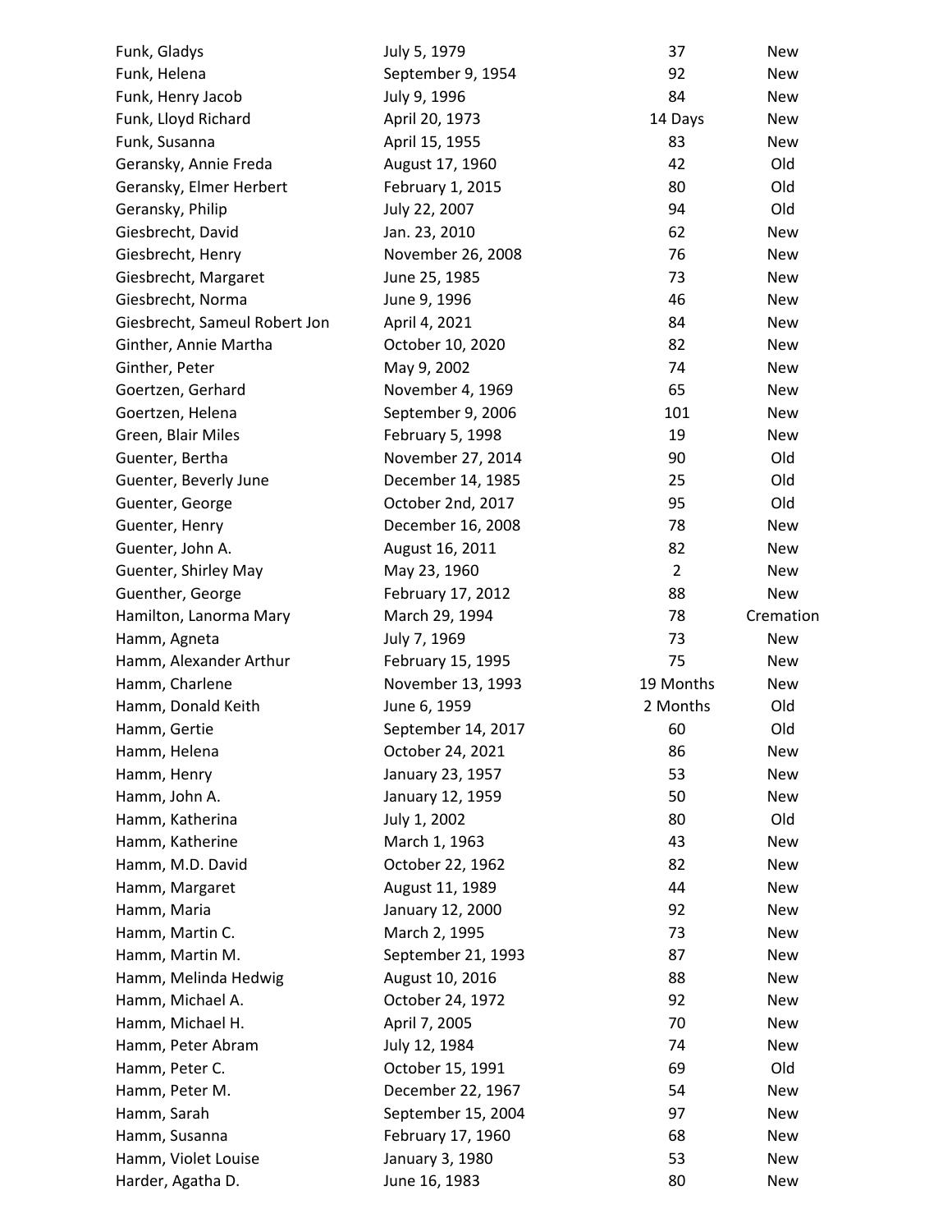| | | | |
|---|---|---|---|
| Funk, Gladys | July 5, 1979 | 37 | New |
| Funk, Helena | September 9, 1954 | 92 | New |
| Funk, Henry Jacob | July 9, 1996 | 84 | New |
| Funk, Lloyd Richard | April 20, 1973 | 14 Days | New |
| Funk, Susanna | April 15, 1955 | 83 | New |
| Geransky, Annie Freda | August 17, 1960 | 42 | Old |
| Geransky, Elmer Herbert | February 1, 2015 | 80 | Old |
| Geransky, Philip | July 22, 2007 | 94 | Old |
| Giesbrecht, David | Jan. 23, 2010 | 62 | New |
| Giesbrecht, Henry | November 26, 2008 | 76 | New |
| Giesbrecht, Margaret | June 25, 1985 | 73 | New |
| Giesbrecht, Norma | June 9, 1996 | 46 | New |
| Giesbrecht, Sameul Robert Jon | April 4, 2021 | 84 | New |
| Ginther, Annie Martha | October 10, 2020 | 82 | New |
| Ginther, Peter | May 9, 2002 | 74 | New |
| Goertzen, Gerhard | November 4, 1969 | 65 | New |
| Goertzen, Helena | September 9, 2006 | 101 | New |
| Green, Blair Miles | February 5, 1998 | 19 | New |
| Guenter, Bertha | November 27, 2014 | 90 | Old |
| Guenter, Beverly June | December 14, 1985 | 25 | Old |
| Guenter, George | October 2nd, 2017 | 95 | Old |
| Guenter, Henry | December 16, 2008 | 78 | New |
| Guenter, John A. | August 16, 2011 | 82 | New |
| Guenter, Shirley May | May 23, 1960 | 2 | New |
| Guenther, George | February 17, 2012 | 88 | New |
| Hamilton, Lanorma Mary | March 29, 1994 | 78 | Cremation |
| Hamm, Agneta | July 7, 1969 | 73 | New |
| Hamm, Alexander Arthur | February 15, 1995 | 75 | New |
| Hamm, Charlene | November 13, 1993 | 19 Months | New |
| Hamm, Donald Keith | June 6, 1959 | 2 Months | Old |
| Hamm, Gertie | September 14, 2017 | 60 | Old |
| Hamm, Helena | October 24, 2021 | 86 | New |
| Hamm, Henry | January 23, 1957 | 53 | New |
| Hamm, John A. | January 12, 1959 | 50 | New |
| Hamm, Katherina | July 1, 2002 | 80 | Old |
| Hamm, Katherine | March 1, 1963 | 43 | New |
| Hamm, M.D. David | October 22, 1962 | 82 | New |
| Hamm, Margaret | August 11, 1989 | 44 | New |
| Hamm, Maria | January 12, 2000 | 92 | New |
| Hamm, Martin C. | March 2, 1995 | 73 | New |
| Hamm, Martin M. | September 21, 1993 | 87 | New |
| Hamm, Melinda Hedwig | August 10, 2016 | 88 | New |
| Hamm, Michael A. | October 24, 1972 | 92 | New |
| Hamm, Michael H. | April 7, 2005 | 70 | New |
| Hamm, Peter Abram | July 12, 1984 | 74 | New |
| Hamm, Peter C. | October 15, 1991 | 69 | Old |
| Hamm, Peter M. | December 22, 1967 | 54 | New |
| Hamm, Sarah | September 15, 2004 | 97 | New |
| Hamm, Susanna | February 17, 1960 | 68 | New |
| Hamm, Violet Louise | January 3, 1980 | 53 | New |
| Harder, Agatha D. | June 16, 1983 | 80 | New |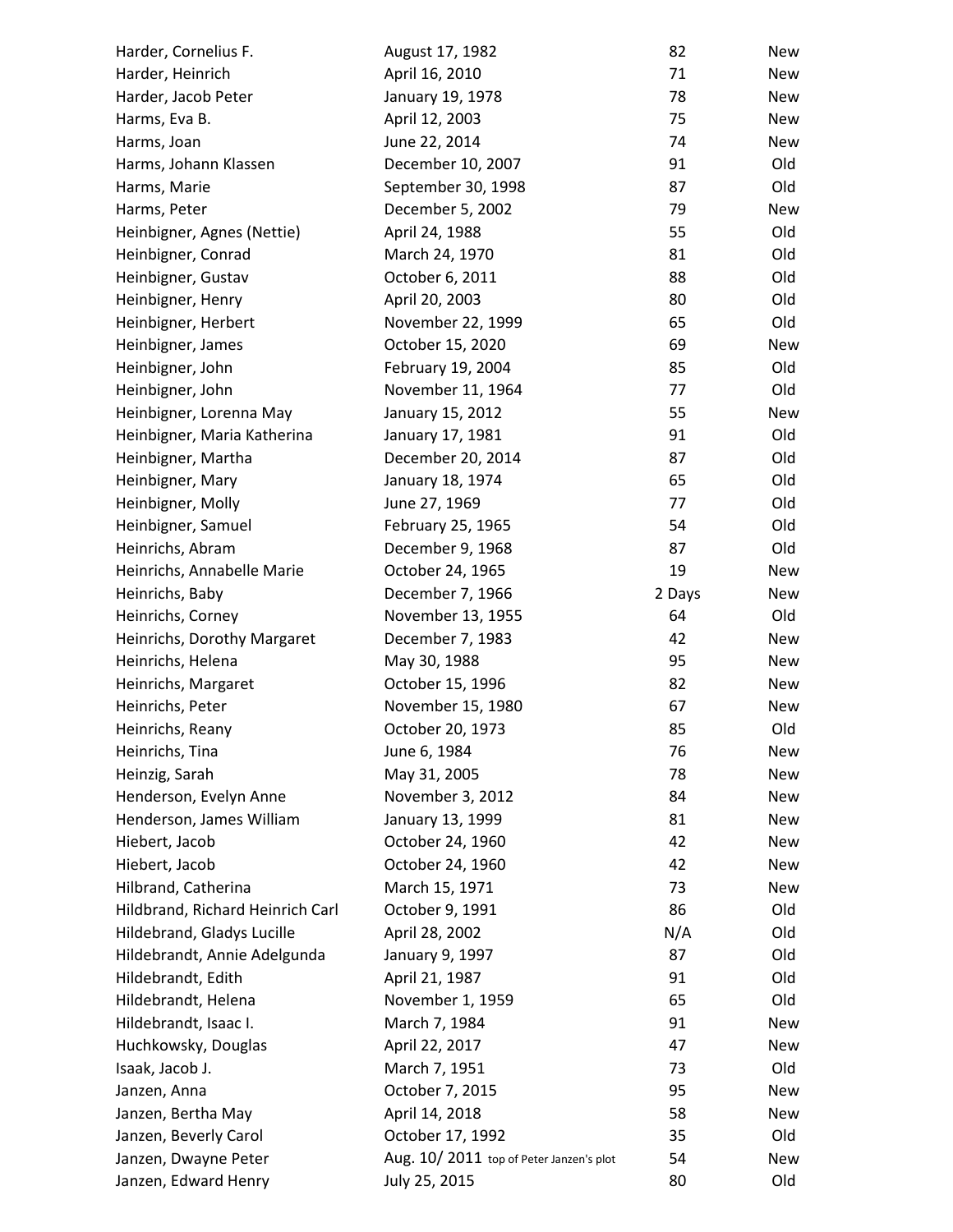| | | | |
|---|---|---|---|
| Harder, Cornelius F. | August 17, 1982 | 82 | New |
| Harder, Heinrich | April 16, 2010 | 71 | New |
| Harder, Jacob Peter | January 19, 1978 | 78 | New |
| Harms, Eva B. | April 12, 2003 | 75 | New |
| Harms, Joan | June 22, 2014 | 74 | New |
| Harms, Johann Klassen | December 10, 2007 | 91 | Old |
| Harms, Marie | September 30, 1998 | 87 | Old |
| Harms, Peter | December 5, 2002 | 79 | New |
| Heinbigner, Agnes (Nettie) | April 24, 1988 | 55 | Old |
| Heinbigner, Conrad | March 24, 1970 | 81 | Old |
| Heinbigner, Gustav | October 6, 2011 | 88 | Old |
| Heinbigner, Henry | April 20, 2003 | 80 | Old |
| Heinbigner, Herbert | November 22, 1999 | 65 | Old |
| Heinbigner, James | October 15, 2020 | 69 | New |
| Heinbigner, John | February 19, 2004 | 85 | Old |
| Heinbigner, John | November 11, 1964 | 77 | Old |
| Heinbigner, Lorenna May | January 15, 2012 | 55 | New |
| Heinbigner, Maria Katherina | January 17, 1981 | 91 | Old |
| Heinbigner, Martha | December 20, 2014 | 87 | Old |
| Heinbigner, Mary | January 18, 1974 | 65 | Old |
| Heinbigner, Molly | June 27, 1969 | 77 | Old |
| Heinbigner, Samuel | February 25, 1965 | 54 | Old |
| Heinrichs, Abram | December 9, 1968 | 87 | Old |
| Heinrichs, Annabelle Marie | October 24, 1965 | 19 | New |
| Heinrichs, Baby | December 7, 1966 | 2 Days | New |
| Heinrichs, Corney | November 13, 1955 | 64 | Old |
| Heinrichs, Dorothy Margaret | December 7, 1983 | 42 | New |
| Heinrichs, Helena | May 30, 1988 | 95 | New |
| Heinrichs, Margaret | October 15, 1996 | 82 | New |
| Heinrichs, Peter | November 15, 1980 | 67 | New |
| Heinrichs, Reany | October 20, 1973 | 85 | Old |
| Heinrichs, Tina | June 6, 1984 | 76 | New |
| Heinzig, Sarah | May 31, 2005 | 78 | New |
| Henderson, Evelyn Anne | November 3, 2012 | 84 | New |
| Henderson, James William | January 13, 1999 | 81 | New |
| Hiebert, Jacob | October 24, 1960 | 42 | New |
| Hiebert, Jacob | October 24, 1960 | 42 | New |
| Hilbrand, Catherina | March 15, 1971 | 73 | New |
| Hildbrand, Richard Heinrich Carl | October 9, 1991 | 86 | Old |
| Hildebrand, Gladys Lucille | April 28, 2002 | N/A | Old |
| Hildebrandt, Annie Adelgunda | January 9, 1997 | 87 | Old |
| Hildebrandt, Edith | April 21, 1987 | 91 | Old |
| Hildebrandt, Helena | November 1, 1959 | 65 | Old |
| Hildebrandt, Isaac I. | March 7, 1984 | 91 | New |
| Huchkowsky, Douglas | April 22, 2017 | 47 | New |
| Isaak, Jacob J. | March 7, 1951 | 73 | Old |
| Janzen, Anna | October 7, 2015 | 95 | New |
| Janzen, Bertha May | April 14, 2018 | 58 | New |
| Janzen, Beverly Carol | October 17, 1992 | 35 | Old |
| Janzen, Dwayne Peter | Aug. 10/ 2011 top of Peter Janzen's plot | 54 | New |
| Janzen, Edward Henry | July 25, 2015 | 80 | Old |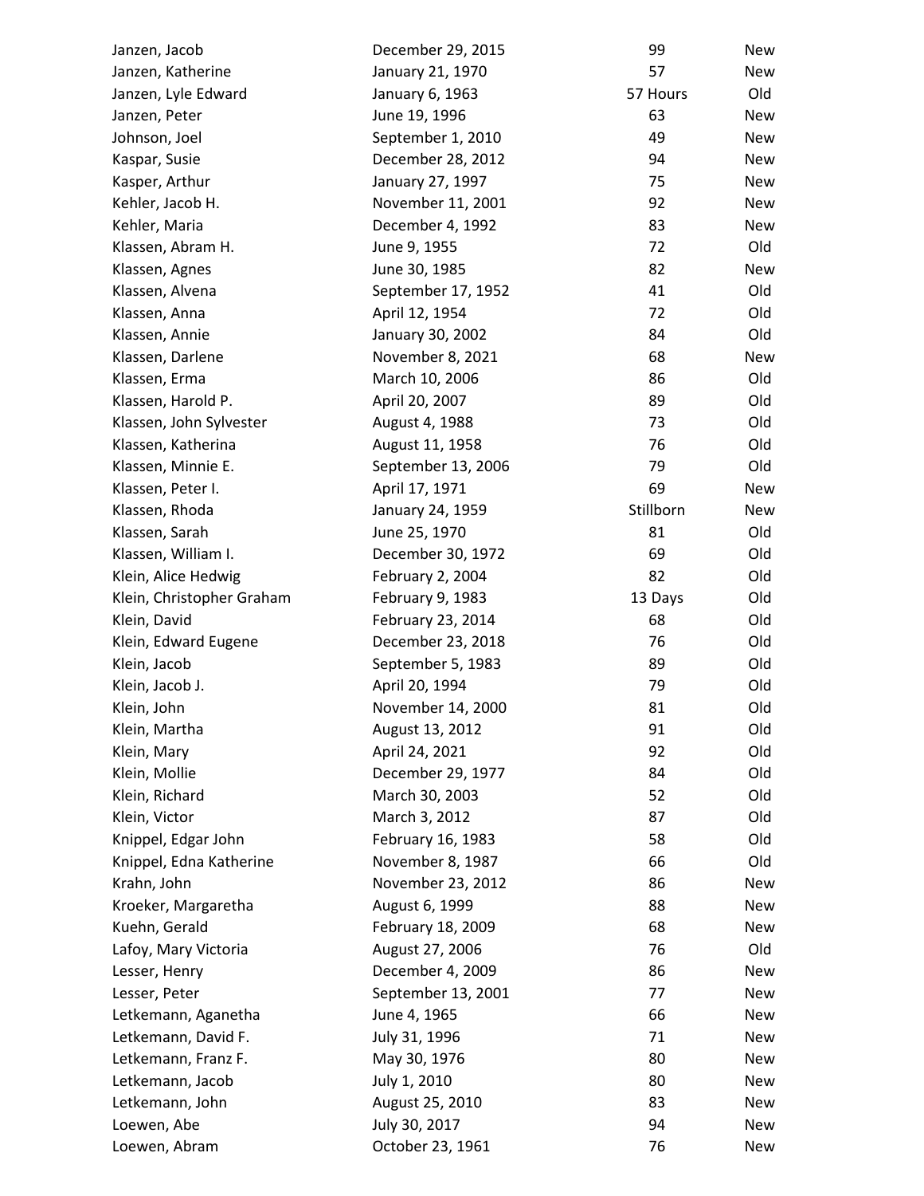| | | | |
|---|---|---|---|
| Janzen, Jacob | December 29, 2015 | 99 | New |
| Janzen, Katherine | January 21, 1970 | 57 | New |
| Janzen, Lyle Edward | January 6, 1963 | 57 Hours | Old |
| Janzen, Peter | June 19, 1996 | 63 | New |
| Johnson, Joel | September 1, 2010 | 49 | New |
| Kaspar, Susie | December 28, 2012 | 94 | New |
| Kasper, Arthur | January 27, 1997 | 75 | New |
| Kehler, Jacob H. | November 11, 2001 | 92 | New |
| Kehler, Maria | December 4, 1992 | 83 | New |
| Klassen, Abram H. | June 9, 1955 | 72 | Old |
| Klassen, Agnes | June 30, 1985 | 82 | New |
| Klassen, Alvena | September 17, 1952 | 41 | Old |
| Klassen, Anna | April 12, 1954 | 72 | Old |
| Klassen, Annie | January 30, 2002 | 84 | Old |
| Klassen, Darlene | November 8, 2021 | 68 | New |
| Klassen, Erma | March 10, 2006 | 86 | Old |
| Klassen, Harold P. | April 20, 2007 | 89 | Old |
| Klassen, John Sylvester | August 4, 1988 | 73 | Old |
| Klassen, Katherina | August 11, 1958 | 76 | Old |
| Klassen, Minnie E. | September 13, 2006 | 79 | Old |
| Klassen, Peter I. | April 17, 1971 | 69 | New |
| Klassen, Rhoda | January 24, 1959 | Stillborn | New |
| Klassen, Sarah | June 25, 1970 | 81 | Old |
| Klassen, William I. | December 30, 1972 | 69 | Old |
| Klein, Alice Hedwig | February 2, 2004 | 82 | Old |
| Klein, Christopher Graham | February 9, 1983 | 13 Days | Old |
| Klein, David | February 23, 2014 | 68 | Old |
| Klein, Edward Eugene | December 23, 2018 | 76 | Old |
| Klein, Jacob | September 5, 1983 | 89 | Old |
| Klein, Jacob J. | April 20, 1994 | 79 | Old |
| Klein, John | November 14, 2000 | 81 | Old |
| Klein, Martha | August 13, 2012 | 91 | Old |
| Klein, Mary | April 24, 2021 | 92 | Old |
| Klein, Mollie | December 29, 1977 | 84 | Old |
| Klein, Richard | March 30, 2003 | 52 | Old |
| Klein, Victor | March 3, 2012 | 87 | Old |
| Knippel, Edgar John | February 16, 1983 | 58 | Old |
| Knippel, Edna Katherine | November 8, 1987 | 66 | Old |
| Krahn, John | November 23, 2012 | 86 | New |
| Kroeker, Margaretha | August 6, 1999 | 88 | New |
| Kuehn, Gerald | February 18, 2009 | 68 | New |
| Lafoy, Mary Victoria | August 27, 2006 | 76 | Old |
| Lesser, Henry | December 4, 2009 | 86 | New |
| Lesser, Peter | September 13, 2001 | 77 | New |
| Letkemann, Aganetha | June 4, 1965 | 66 | New |
| Letkemann, David F. | July 31, 1996 | 71 | New |
| Letkemann, Franz F. | May 30, 1976 | 80 | New |
| Letkemann, Jacob | July 1, 2010 | 80 | New |
| Letkemann, John | August 25, 2010 | 83 | New |
| Loewen, Abe | July 30, 2017 | 94 | New |
| Loewen, Abram | October 23, 1961 | 76 | New |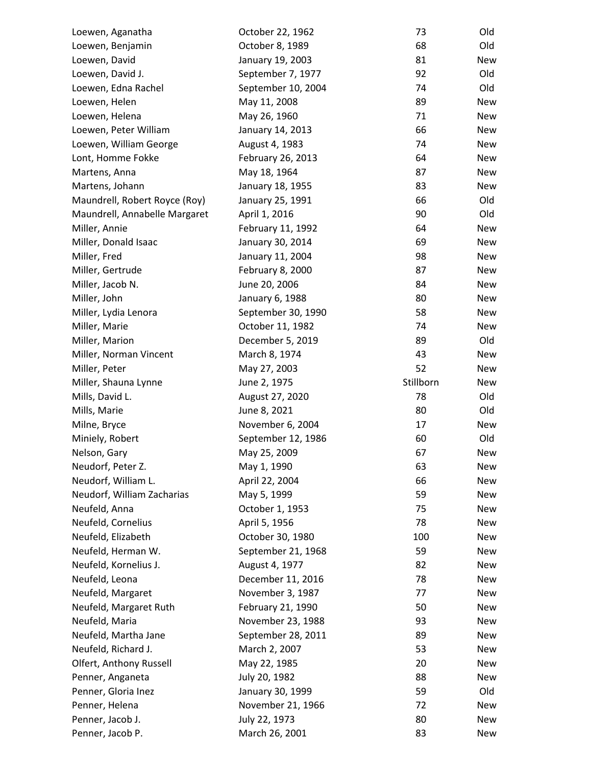| | | | |
|---|---|---|---|
| Loewen, Aganatha | October 22, 1962 | 73 | Old |
| Loewen, Benjamin | October 8, 1989 | 68 | Old |
| Loewen, David | January 19, 2003 | 81 | New |
| Loewen, David J. | September 7, 1977 | 92 | Old |
| Loewen, Edna Rachel | September 10, 2004 | 74 | Old |
| Loewen, Helen | May 11, 2008 | 89 | New |
| Loewen, Helena | May 26, 1960 | 71 | New |
| Loewen, Peter William | January 14, 2013 | 66 | New |
| Loewen, William George | August 4, 1983 | 74 | New |
| Lont, Homme Fokke | February 26, 2013 | 64 | New |
| Martens, Anna | May 18, 1964 | 87 | New |
| Martens, Johann | January 18, 1955 | 83 | New |
| Maundrell, Robert Royce (Roy) | January 25, 1991 | 66 | Old |
| Maundrell, Annabelle Margaret | April 1, 2016 | 90 | Old |
| Miller, Annie | February 11, 1992 | 64 | New |
| Miller, Donald Isaac | January 30, 2014 | 69 | New |
| Miller, Fred | January 11, 2004 | 98 | New |
| Miller, Gertrude | February 8, 2000 | 87 | New |
| Miller, Jacob N. | June 20, 2006 | 84 | New |
| Miller, John | January 6, 1988 | 80 | New |
| Miller, Lydia Lenora | September 30, 1990 | 58 | New |
| Miller, Marie | October 11, 1982 | 74 | New |
| Miller, Marion | December 5, 2019 | 89 | Old |
| Miller, Norman Vincent | March 8, 1974 | 43 | New |
| Miller, Peter | May 27, 2003 | 52 | New |
| Miller, Shauna Lynne | June 2, 1975 | Stillborn | New |
| Mills, David L. | August 27, 2020 | 78 | Old |
| Mills, Marie | June 8, 2021 | 80 | Old |
| Milne, Bryce | November 6, 2004 | 17 | New |
| Miniely, Robert | September 12, 1986 | 60 | Old |
| Nelson, Gary | May 25, 2009 | 67 | New |
| Neudorf, Peter Z. | May 1, 1990 | 63 | New |
| Neudorf, William L. | April 22, 2004 | 66 | New |
| Neudorf, William Zacharias | May 5, 1999 | 59 | New |
| Neufeld, Anna | October 1, 1953 | 75 | New |
| Neufeld, Cornelius | April 5, 1956 | 78 | New |
| Neufeld, Elizabeth | October 30, 1980 | 100 | New |
| Neufeld, Herman W. | September 21, 1968 | 59 | New |
| Neufeld, Kornelius J. | August 4, 1977 | 82 | New |
| Neufeld, Leona | December 11, 2016 | 78 | New |
| Neufeld, Margaret | November 3, 1987 | 77 | New |
| Neufeld, Margaret Ruth | February 21, 1990 | 50 | New |
| Neufeld, Maria | November 23, 1988 | 93 | New |
| Neufeld, Martha Jane | September 28, 2011 | 89 | New |
| Neufeld, Richard J. | March 2, 2007 | 53 | New |
| Olfert, Anthony Russell | May 22, 1985 | 20 | New |
| Penner, Anganeta | July 20, 1982 | 88 | New |
| Penner, Gloria Inez | January 30, 1999 | 59 | Old |
| Penner, Helena | November 21, 1966 | 72 | New |
| Penner, Jacob J. | July 22, 1973 | 80 | New |
| Penner, Jacob P. | March 26, 2001 | 83 | New |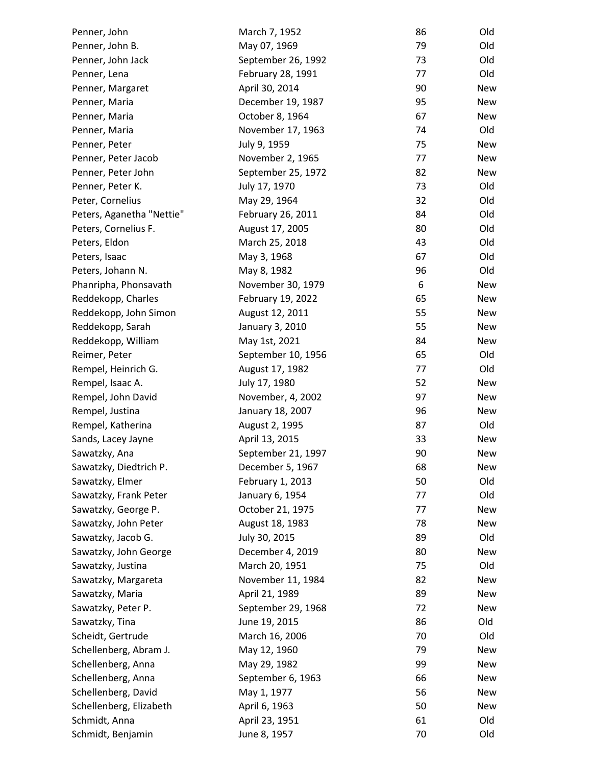| | | | |
|---|---|---|---|
| Penner, John | March 7, 1952 | 86 | Old |
| Penner, John B. | May 07, 1969 | 79 | Old |
| Penner, John Jack | September 26, 1992 | 73 | Old |
| Penner, Lena | February 28, 1991 | 77 | Old |
| Penner, Margaret | April 30, 2014 | 90 | New |
| Penner, Maria | December 19, 1987 | 95 | New |
| Penner, Maria | October 8, 1964 | 67 | New |
| Penner, Maria | November 17, 1963 | 74 | Old |
| Penner, Peter | July 9, 1959 | 75 | New |
| Penner, Peter Jacob | November 2, 1965 | 77 | New |
| Penner, Peter John | September 25, 1972 | 82 | New |
| Penner, Peter K. | July 17, 1970 | 73 | Old |
| Peter, Cornelius | May 29, 1964 | 32 | Old |
| Peters, Aganetha "Nettie" | February 26, 2011 | 84 | Old |
| Peters, Cornelius F. | August 17, 2005 | 80 | Old |
| Peters, Eldon | March 25, 2018 | 43 | Old |
| Peters, Isaac | May 3, 1968 | 67 | Old |
| Peters, Johann N. | May 8, 1982 | 96 | Old |
| Phanripha, Phonsavath | November 30, 1979 | 6 | New |
| Reddekopp, Charles | February 19, 2022 | 65 | New |
| Reddekopp, John Simon | August 12, 2011 | 55 | New |
| Reddekopp, Sarah | January 3, 2010 | 55 | New |
| Reddekopp, William | May 1st, 2021 | 84 | New |
| Reimer, Peter | September 10, 1956 | 65 | Old |
| Rempel, Heinrich G. | August 17, 1982 | 77 | Old |
| Rempel, Isaac A. | July 17, 1980 | 52 | New |
| Rempel, John David | November, 4, 2002 | 97 | New |
| Rempel, Justina | January 18, 2007 | 96 | New |
| Rempel, Katherina | August 2, 1995 | 87 | Old |
| Sands, Lacey Jayne | April 13, 2015 | 33 | New |
| Sawatzky, Ana | September 21, 1997 | 90 | New |
| Sawatzky, Diedtrich P. | December 5, 1967 | 68 | New |
| Sawatzky, Elmer | February 1, 2013 | 50 | Old |
| Sawatzky, Frank Peter | January 6, 1954 | 77 | Old |
| Sawatzky, George P. | October 21, 1975 | 77 | New |
| Sawatzky, John Peter | August 18, 1983 | 78 | New |
| Sawatzky, Jacob G. | July 30, 2015 | 89 | Old |
| Sawatzky, John George | December 4, 2019 | 80 | New |
| Sawatzky, Justina | March 20, 1951 | 75 | Old |
| Sawatzky, Margareta | November 11, 1984 | 82 | New |
| Sawatzky, Maria | April 21, 1989 | 89 | New |
| Sawatzky, Peter P. | September 29, 1968 | 72 | New |
| Sawatzky, Tina | June 19, 2015 | 86 | Old |
| Scheidt, Gertrude | March 16, 2006 | 70 | Old |
| Schellenberg, Abram J. | May 12, 1960 | 79 | New |
| Schellenberg, Anna | May 29, 1982 | 99 | New |
| Schellenberg, Anna | September 6, 1963 | 66 | New |
| Schellenberg, David | May 1, 1977 | 56 | New |
| Schellenberg, Elizabeth | April 6, 1963 | 50 | New |
| Schmidt, Anna | April 23, 1951 | 61 | Old |
| Schmidt, Benjamin | June 8, 1957 | 70 | Old |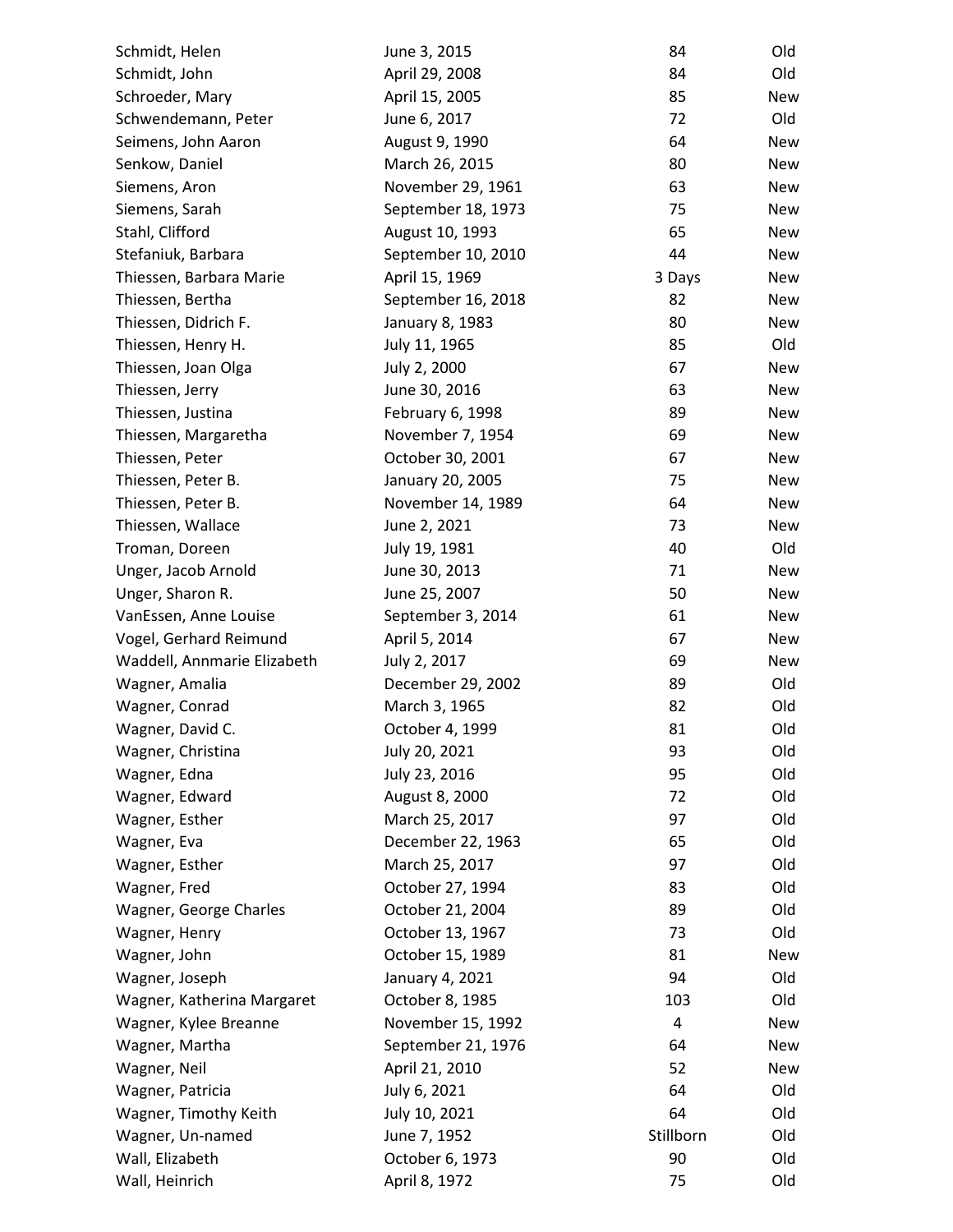| | | | |
|---|---|---|---|
| Schmidt, Helen | June 3, 2015 | 84 | Old |
| Schmidt, John | April 29, 2008 | 84 | Old |
| Schroeder, Mary | April 15, 2005 | 85 | New |
| Schwendemann, Peter | June 6, 2017 | 72 | Old |
| Seimens, John Aaron | August 9, 1990 | 64 | New |
| Senkow, Daniel | March 26, 2015 | 80 | New |
| Siemens, Aron | November 29, 1961 | 63 | New |
| Siemens, Sarah | September 18, 1973 | 75 | New |
| Stahl, Clifford | August 10, 1993 | 65 | New |
| Stefaniuk, Barbara | September 10, 2010 | 44 | New |
| Thiessen, Barbara Marie | April 15, 1969 | 3 Days | New |
| Thiessen, Bertha | September 16, 2018 | 82 | New |
| Thiessen, Didrich F. | January 8, 1983 | 80 | New |
| Thiessen, Henry H. | July 11, 1965 | 85 | Old |
| Thiessen, Joan Olga | July 2, 2000 | 67 | New |
| Thiessen, Jerry | June 30, 2016 | 63 | New |
| Thiessen, Justina | February 6, 1998 | 89 | New |
| Thiessen, Margaretha | November 7, 1954 | 69 | New |
| Thiessen, Peter | October 30, 2001 | 67 | New |
| Thiessen, Peter B. | January 20, 2005 | 75 | New |
| Thiessen, Peter B. | November 14, 1989 | 64 | New |
| Thiessen, Wallace | June 2, 2021 | 73 | New |
| Troman, Doreen | July 19, 1981 | 40 | Old |
| Unger, Jacob Arnold | June 30, 2013 | 71 | New |
| Unger, Sharon R. | June 25, 2007 | 50 | New |
| VanEssen, Anne Louise | September 3, 2014 | 61 | New |
| Vogel, Gerhard Reimund | April 5, 2014 | 67 | New |
| Waddell, Annmarie Elizabeth | July 2, 2017 | 69 | New |
| Wagner, Amalia | December 29, 2002 | 89 | Old |
| Wagner, Conrad | March 3, 1965 | 82 | Old |
| Wagner, David C. | October 4, 1999 | 81 | Old |
| Wagner, Christina | July 20, 2021 | 93 | Old |
| Wagner, Edna | July 23, 2016 | 95 | Old |
| Wagner, Edward | August 8, 2000 | 72 | Old |
| Wagner, Esther | March 25, 2017 | 97 | Old |
| Wagner, Eva | December 22, 1963 | 65 | Old |
| Wagner, Esther | March 25, 2017 | 97 | Old |
| Wagner, Fred | October 27, 1994 | 83 | Old |
| Wagner, George Charles | October 21, 2004 | 89 | Old |
| Wagner, Henry | October 13, 1967 | 73 | Old |
| Wagner, John | October 15, 1989 | 81 | New |
| Wagner, Joseph | January 4, 2021 | 94 | Old |
| Wagner, Katherina Margaret | October 8, 1985 | 103 | Old |
| Wagner, Kylee Breanne | November 15, 1992 | 4 | New |
| Wagner, Martha | September 21, 1976 | 64 | New |
| Wagner, Neil | April 21, 2010 | 52 | New |
| Wagner, Patricia | July 6, 2021 | 64 | Old |
| Wagner, Timothy Keith | July 10, 2021 | 64 | Old |
| Wagner, Un-named | June 7, 1952 | Stillborn | Old |
| Wall, Elizabeth | October 6, 1973 | 90 | Old |
| Wall, Heinrich | April 8, 1972 | 75 | Old |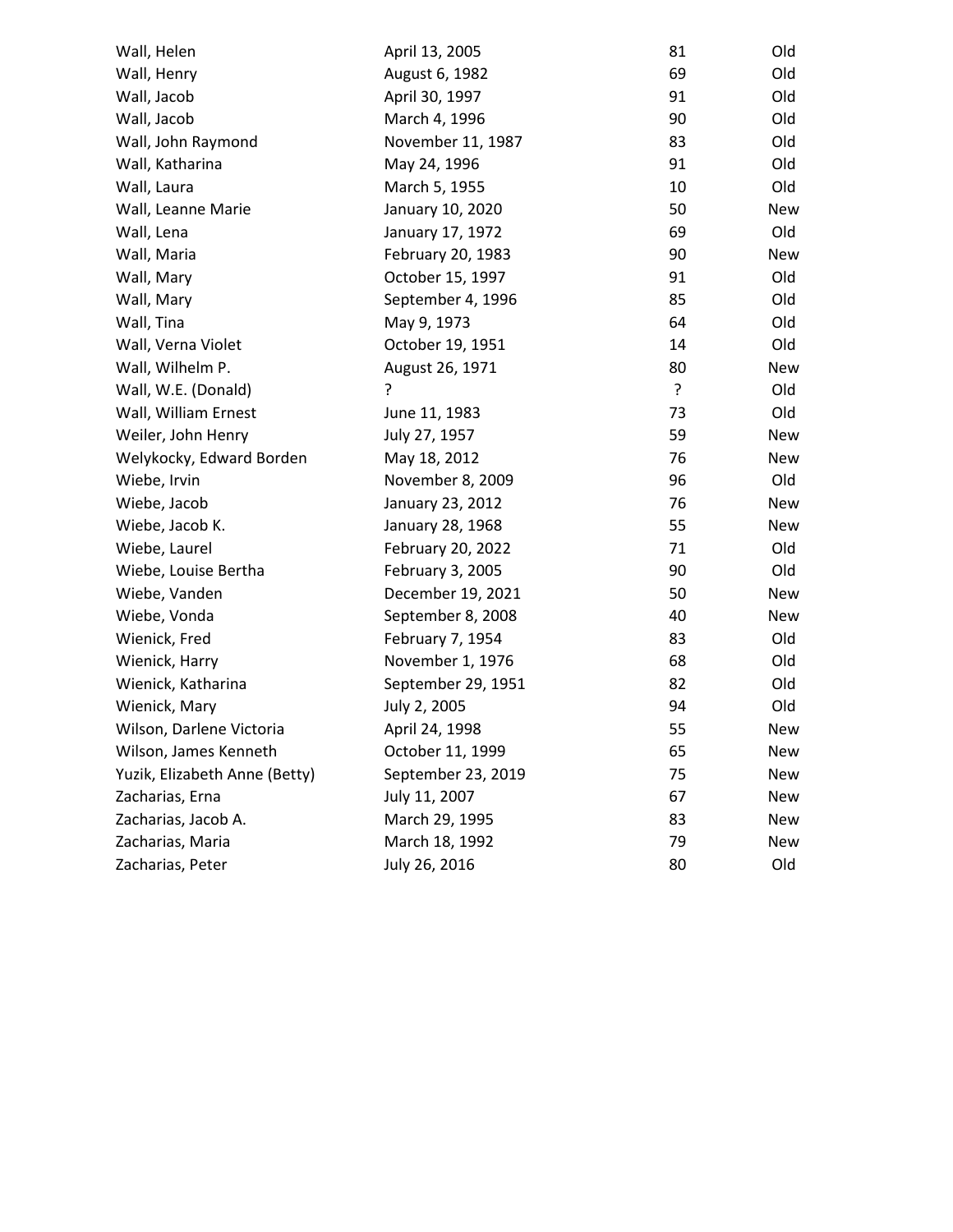| | | | |
|---|---|---|---|
| Wall, Helen | April 13, 2005 | 81 | Old |
| Wall, Henry | August 6, 1982 | 69 | Old |
| Wall, Jacob | April 30, 1997 | 91 | Old |
| Wall, Jacob | March 4, 1996 | 90 | Old |
| Wall, John Raymond | November 11, 1987 | 83 | Old |
| Wall, Katharina | May 24, 1996 | 91 | Old |
| Wall, Laura | March 5, 1955 | 10 | Old |
| Wall, Leanne Marie | January 10, 2020 | 50 | New |
| Wall, Lena | January 17, 1972 | 69 | Old |
| Wall, Maria | February 20, 1983 | 90 | New |
| Wall, Mary | October 15, 1997 | 91 | Old |
| Wall, Mary | September 4, 1996 | 85 | Old |
| Wall, Tina | May 9, 1973 | 64 | Old |
| Wall, Verna Violet | October 19, 1951 | 14 | Old |
| Wall, Wilhelm P. | August 26, 1971 | 80 | New |
| Wall, W.E. (Donald) | ? | ? | Old |
| Wall, William Ernest | June 11, 1983 | 73 | Old |
| Weiler, John Henry | July 27, 1957 | 59 | New |
| Welykocky, Edward Borden | May 18, 2012 | 76 | New |
| Wiebe, Irvin | November 8, 2009 | 96 | Old |
| Wiebe, Jacob | January 23, 2012 | 76 | New |
| Wiebe, Jacob K. | January 28, 1968 | 55 | New |
| Wiebe, Laurel | February 20, 2022 | 71 | Old |
| Wiebe, Louise Bertha | February 3, 2005 | 90 | Old |
| Wiebe, Vanden | December 19, 2021 | 50 | New |
| Wiebe, Vonda | September 8, 2008 | 40 | New |
| Wienick, Fred | February 7, 1954 | 83 | Old |
| Wienick, Harry | November 1, 1976 | 68 | Old |
| Wienick, Katharina | September 29, 1951 | 82 | Old |
| Wienick, Mary | July 2, 2005 | 94 | Old |
| Wilson, Darlene Victoria | April 24, 1998 | 55 | New |
| Wilson, James Kenneth | October 11, 1999 | 65 | New |
| Yuzik, Elizabeth Anne (Betty) | September 23, 2019 | 75 | New |
| Zacharias, Erna | July 11, 2007 | 67 | New |
| Zacharias, Jacob A. | March 29, 1995 | 83 | New |
| Zacharias, Maria | March 18, 1992 | 79 | New |
| Zacharias, Peter | July 26, 2016 | 80 | Old |